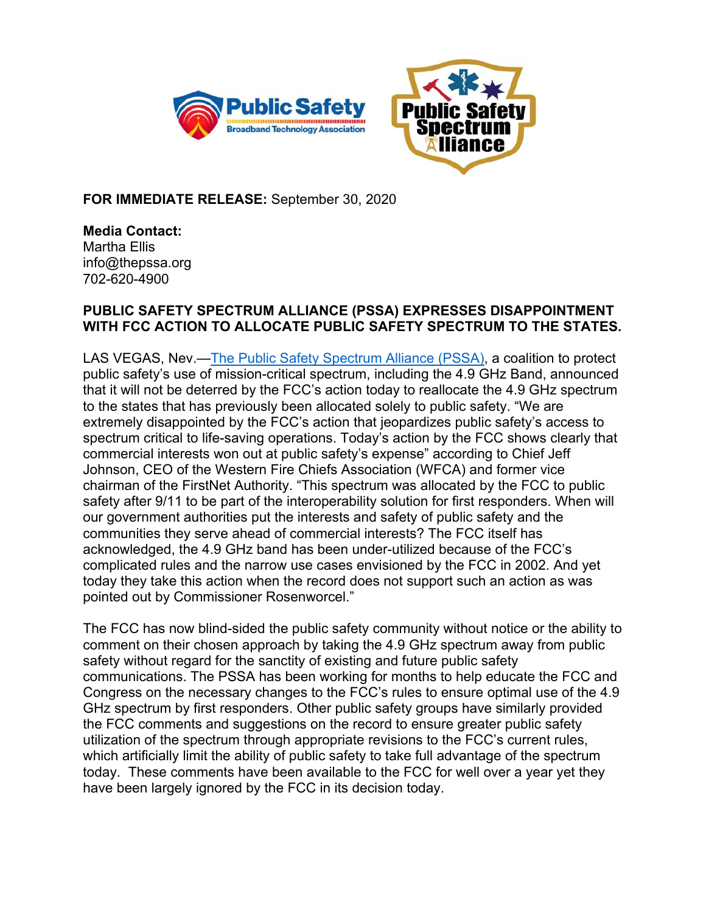**FOR IMMEDIATE RELEASE:** September 30, 2020

**Media Contact:**
Martha Ellis
info@thepssa.org
702-620-4900

**PUBLIC SAFETY SPECTRUM ALLIANCE (PSSA) EXPRESSES DISAPPOINTMENT WITH FCC ACTION TO ALLOCATE PUBLIC SAFETY SPECTRUM TO THE STATES.**

LAS VEGAS, Nev.—[The Public Safety Spectrum Alliance (PSSA)](), a coalition to protect public safety's use of mission-critical spectrum, including the 4.9 GHz Band, announced that it will not be deterred by the FCC's action today to reallocate the 4.9 GHz spectrum to the states that has previously been allocated solely to public safety. "We are extremely disappointed by the FCC's action that jeopardizes public safety's access to spectrum critical to life-saving operations. Today's action by the FCC shows clearly that commercial interests won out at public safety's expense" according to Chief Jeff Johnson, CEO of the Western Fire Chiefs Association (WFCA) and former vice chairman of the FirstNet Authority. "This spectrum was allocated by the FCC to public safety after 9/11 to be part of the interoperability solution for first responders. When will our government authorities put the interests and safety of public safety and the communities they serve ahead of commercial interests? The FCC itself has acknowledged, the 4.9 GHz band has been under-utilized because of the FCC's complicated rules and the narrow use cases envisioned by the FCC in 2002. And yet today they take this action when the record does not support such an action as was pointed out by Commissioner Rosenworcel."

The FCC has now blind-sided the public safety community without notice or the ability to comment on their chosen approach by taking the 4.9 GHz spectrum away from public safety without regard for the sanctity of existing and future public safety communications. The PSSA has been working for months to help educate the FCC and Congress on the necessary changes to the FCC's rules to ensure optimal use of the 4.9 GHz spectrum by first responders. Other public safety groups have similarly provided the FCC comments and suggestions on the record to ensure greater public safety utilization of the spectrum through appropriate revisions to the FCC's current rules, which artificially limit the ability of public safety to take full advantage of the spectrum today. These comments have been available to the FCC for well over a year yet they have been largely ignored by the FCC in its decision today.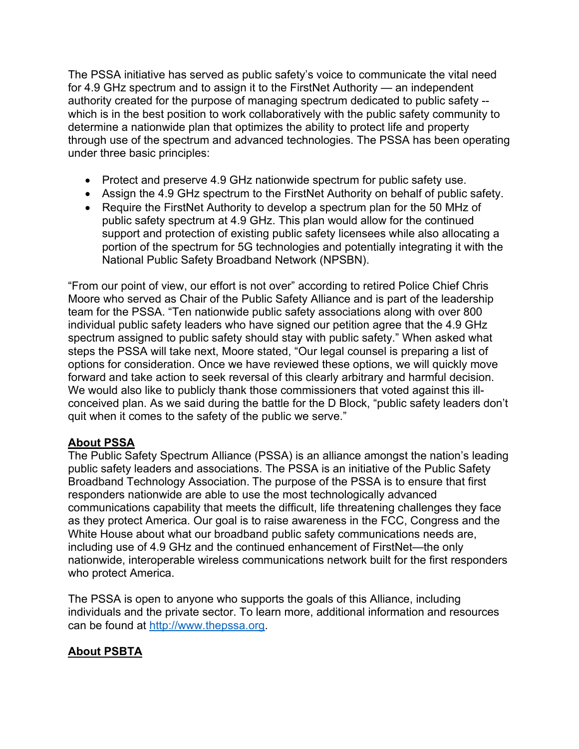The PSSA initiative has served as public safety's voice to communicate the vital need for 4.9 GHz spectrum and to assign it to the FirstNet Authority — an independent authority created for the purpose of managing spectrum dedicated to public safety -- which is in the best position to work collaboratively with the public safety community to determine a nationwide plan that optimizes the ability to protect life and property through use of the spectrum and advanced technologies. The PSSA has been operating under three basic principles:

- Protect and preserve 4.9 GHz nationwide spectrum for public safety use.
- Assign the 4.9 GHz spectrum to the FirstNet Authority on behalf of public safety.
- Require the FirstNet Authority to develop a spectrum plan for the 50 MHz of public safety spectrum at 4.9 GHz. This plan would allow for the continued support and protection of existing public safety licensees while also allocating a portion of the spectrum for 5G technologies and potentially integrating it with the National Public Safety Broadband Network (NPSBN).

"From our point of view, our effort is not over" according to retired Police Chief Chris Moore who served as Chair of the Public Safety Alliance and is part of the leadership team for the PSSA. "Ten nationwide public safety associations along with over 800 individual public safety leaders who have signed our petition agree that the 4.9 GHz spectrum assigned to public safety should stay with public safety." When asked what steps the PSSA will take next, Moore stated, "Our legal counsel is preparing a list of options for consideration. Once we have reviewed these options, we will quickly move forward and take action to seek reversal of this clearly arbitrary and harmful decision. We would also like to publicly thank those commissioners that voted against this ill-conceived plan. As we said during the battle for the D Block, "public safety leaders don't quit when it comes to the safety of the public we serve."

## About PSSA

The Public Safety Spectrum Alliance (PSSA) is an alliance amongst the nation's leading public safety leaders and associations. The PSSA is an initiative of the Public Safety Broadband Technology Association. The purpose of the PSSA is to ensure that first responders nationwide are able to use the most technologically advanced communications capability that meets the difficult, life threatening challenges they face as they protect America. Our goal is to raise awareness in the FCC, Congress and the White House about what our broadband public safety communications needs are, including use of 4.9 GHz and the continued enhancement of FirstNet—the only nationwide, interoperable wireless communications network built for the first responders who protect America.

The PSSA is open to anyone who supports the goals of this Alliance, including individuals and the private sector. To learn more, additional information and resources can be found at [http://www.thepssa.org](http://www.thepssa.org).

## About PSBTA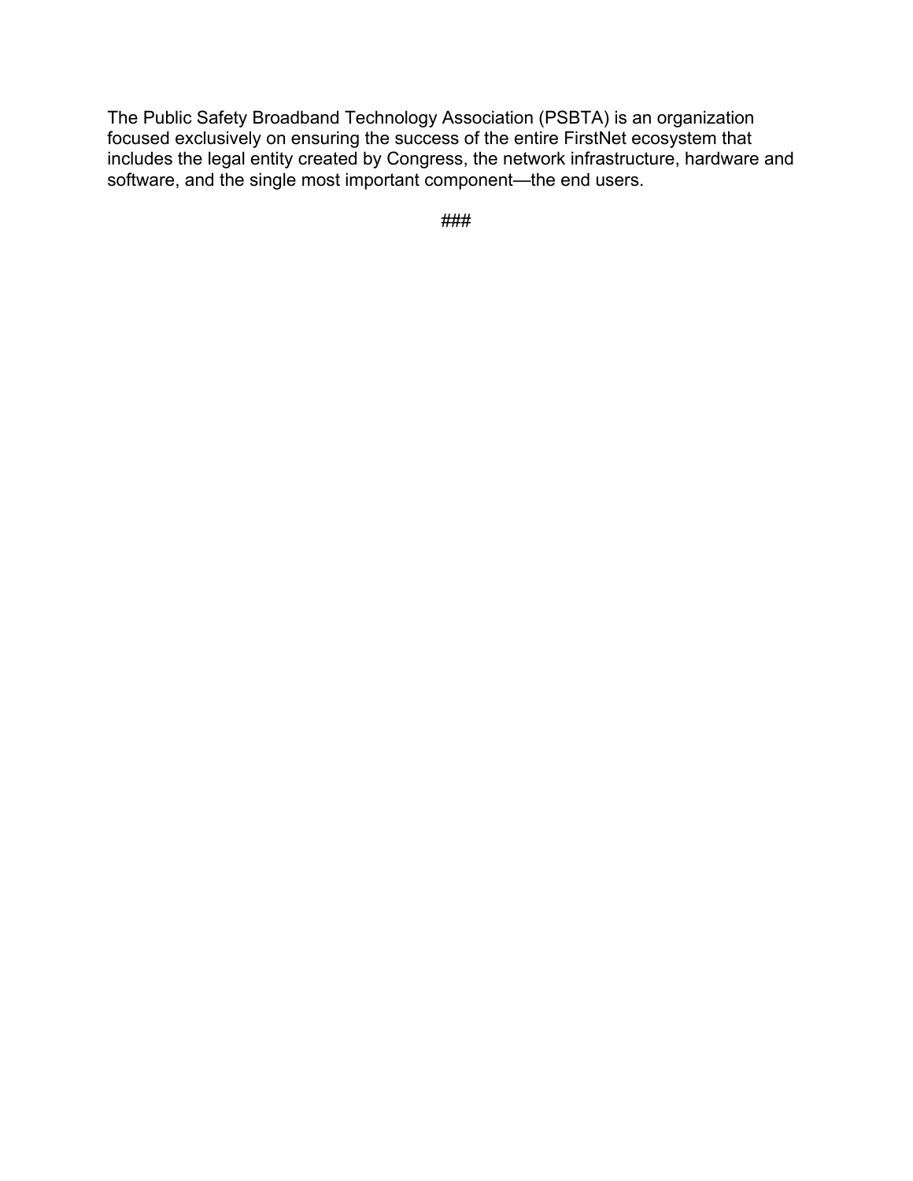The Public Safety Broadband Technology Association (PSBTA) is an organization focused exclusively on ensuring the success of the entire FirstNet ecosystem that includes the legal entity created by Congress, the network infrastructure, hardware and software, and the single most important component—the end users.

###